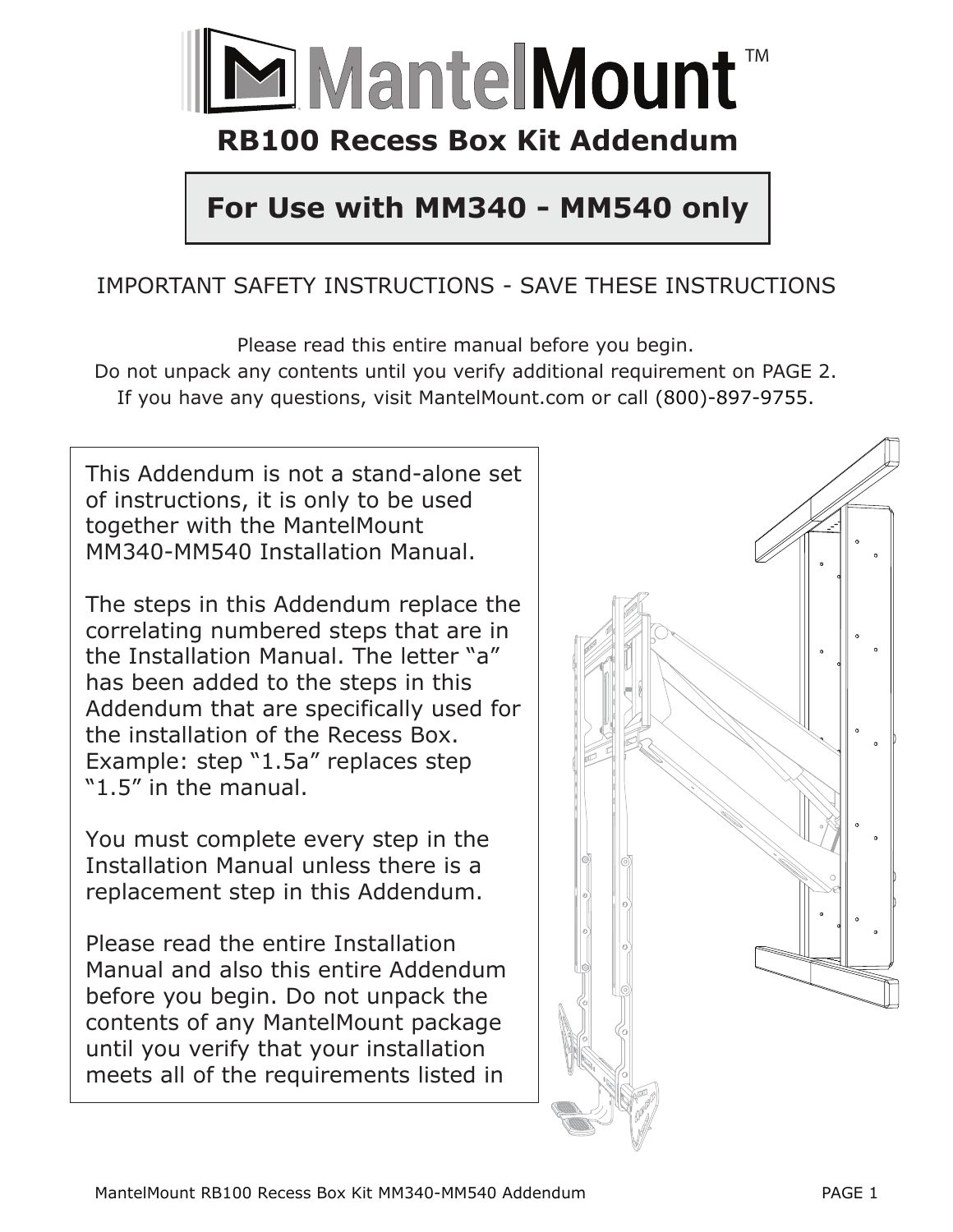# MantelMount™

## RB100 Recess Box Kit Addendum

**For Use with MM340 - MM540 only**

IMPORTANT SAFETY INSTRUCTIONS - SAVE THESE INSTRUCTIONS

Please read this entire manual before you begin.
Do not unpack any contents until you verify additional requirement on PAGE 2.
If you have any questions, visit MantelMount.com or call (800)-897-9755.

This Addendum is not a stand-alone set of instructions, it is only to be used together with the MantelMount MM340-MM540 Installation Manual.

The steps in this Addendum replace the correlating numbered steps that are in the Installation Manual. The letter "a" has been added to the steps in this Addendum that are specifically used for the installation of the Recess Box. Example: step "1.5a" replaces step "1.5" in the manual.

You must complete every step in the Installation Manual unless there is a replacement step in this Addendum.

Please read the entire Installation Manual and also this entire Addendum before you begin. Do not unpack the contents of any MantelMount package until you verify that your installation meets all of the requirements listed in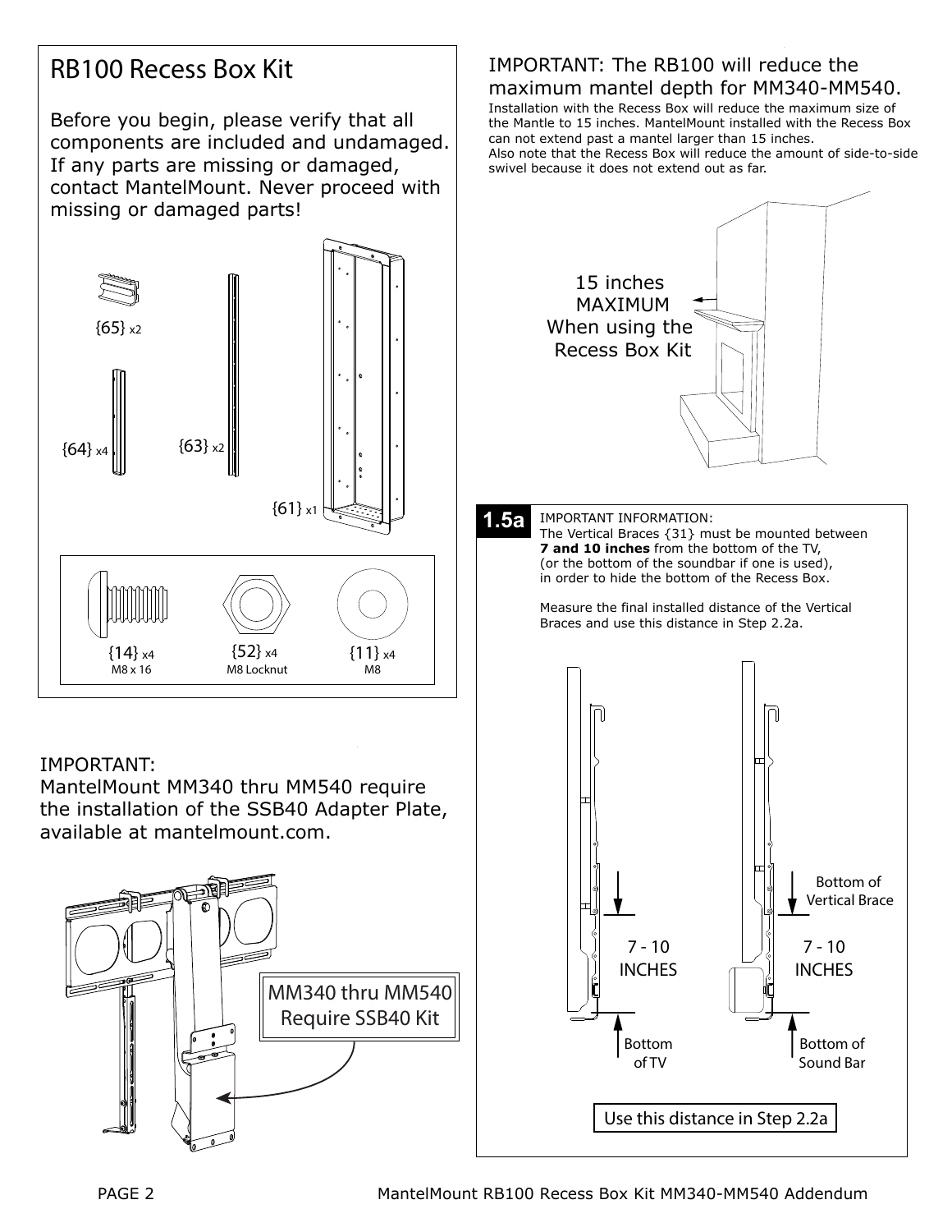# RB100 Recess Box Kit

Before you begin, please verify that all components are included and undamaged. If any parts are missing or damaged, contact MantelMount. Never proceed with missing or damaged parts!

{65} x2

{64} x4

{63} x2

{61} x1

{14} x4
M8 x 16

{52} x4
M8 Locknut

{11} x4
M8

## IMPORTANT: The RB100 will reduce the maximum mantel depth for MM340-MM540.

Installation with the Recess Box will reduce the maximum size of the Mantle to 15 inches. MantelMount installed with the Recess Box can not extend past a mantel larger than 15 inches.
Also note that the Recess Box will reduce the amount of side-to-side swivel because it does not extend out as far.

15 inches MAXIMUM When using the Recess Box Kit

IMPORTANT:
MantelMount MM340 thru MM540 require the installation of the SSB40 Adapter Plate, available at mantelmount.com.

MM340 thru MM540 Require SSB40 Kit

## 1.5a

IMPORTANT INFORMATION:
The Vertical Braces {31} must be mounted between **7 and 10 inches** from the bottom of the TV, (or the bottom of the soundbar if one is used), in order to hide the bottom of the Recess Box.

Measure the final installed distance of the Vertical Braces and use this distance in Step 2.2a.

7 - 10 INCHES

Bottom of TV

Bottom of Vertical Brace

7 - 10 INCHES

Bottom of Sound Bar

Use this distance in Step 2.2a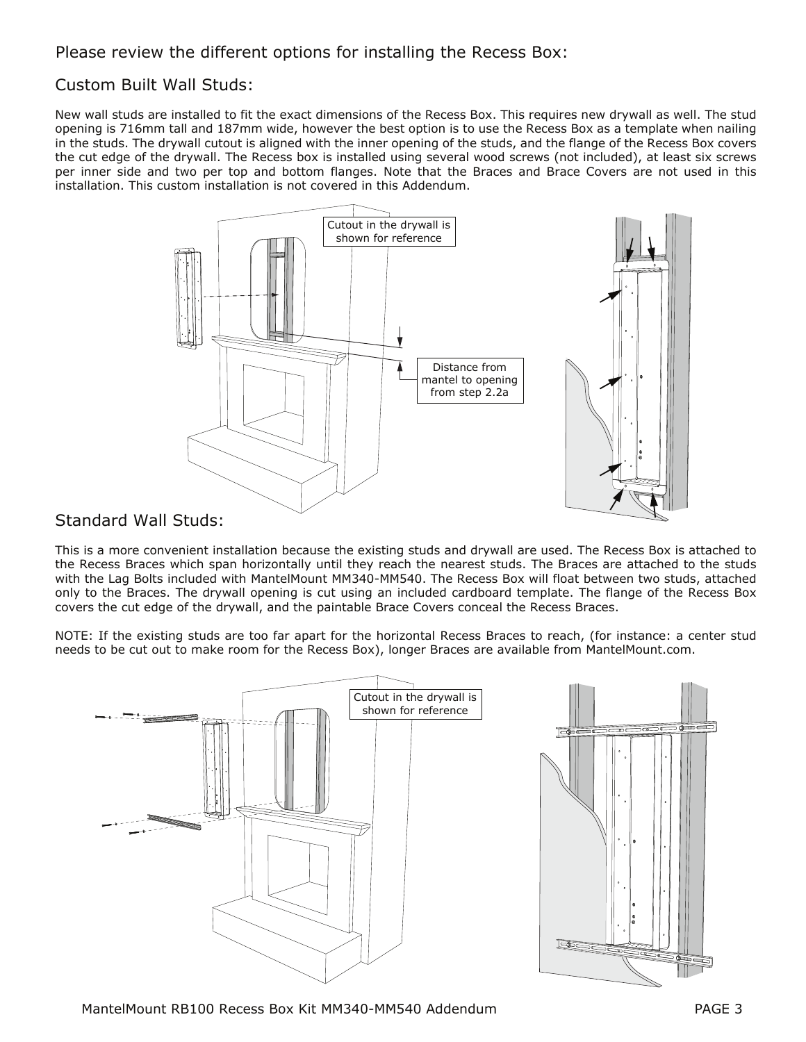Please review the different options for installing the Recess Box:

## Custom Built Wall Studs:

New wall studs are installed to fit the exact dimensions of the Recess Box. This requires new drywall as well. The stud opening is 716mm tall and 187mm wide, however the best option is to use the Recess Box as a template when nailing in the studs. The drywall cutout is aligned with the inner opening of the studs, and the flange of the Recess Box covers the cut edge of the drywall. The Recess box is installed using several wood screws (not included), at least six screws per inner side and two per top and bottom flanges. Note that the Braces and Brace Covers are not used in this installation. This custom installation is not covered in this Addendum.

Cutout in the drywall is shown for reference

Distance from mantel to opening from step 2.2a

## Standard Wall Studs:

This is a more convenient installation because the existing studs and drywall are used. The Recess Box is attached to the Recess Braces which span horizontally until they reach the nearest studs. The Braces are attached to the studs with the Lag Bolts included with MantelMount MM340-MM540. The Recess Box will float between two studs, attached only to the Braces. The drywall opening is cut using an included cardboard template. The flange of the Recess Box covers the cut edge of the drywall, and the paintable Brace Covers conceal the Recess Braces.

NOTE: If the existing studs are too far apart for the horizontal Recess Braces to reach, (for instance: a center stud needs to be cut out to make room for the Recess Box), longer Braces are available from MantelMount.com.

Cutout in the drywall is shown for reference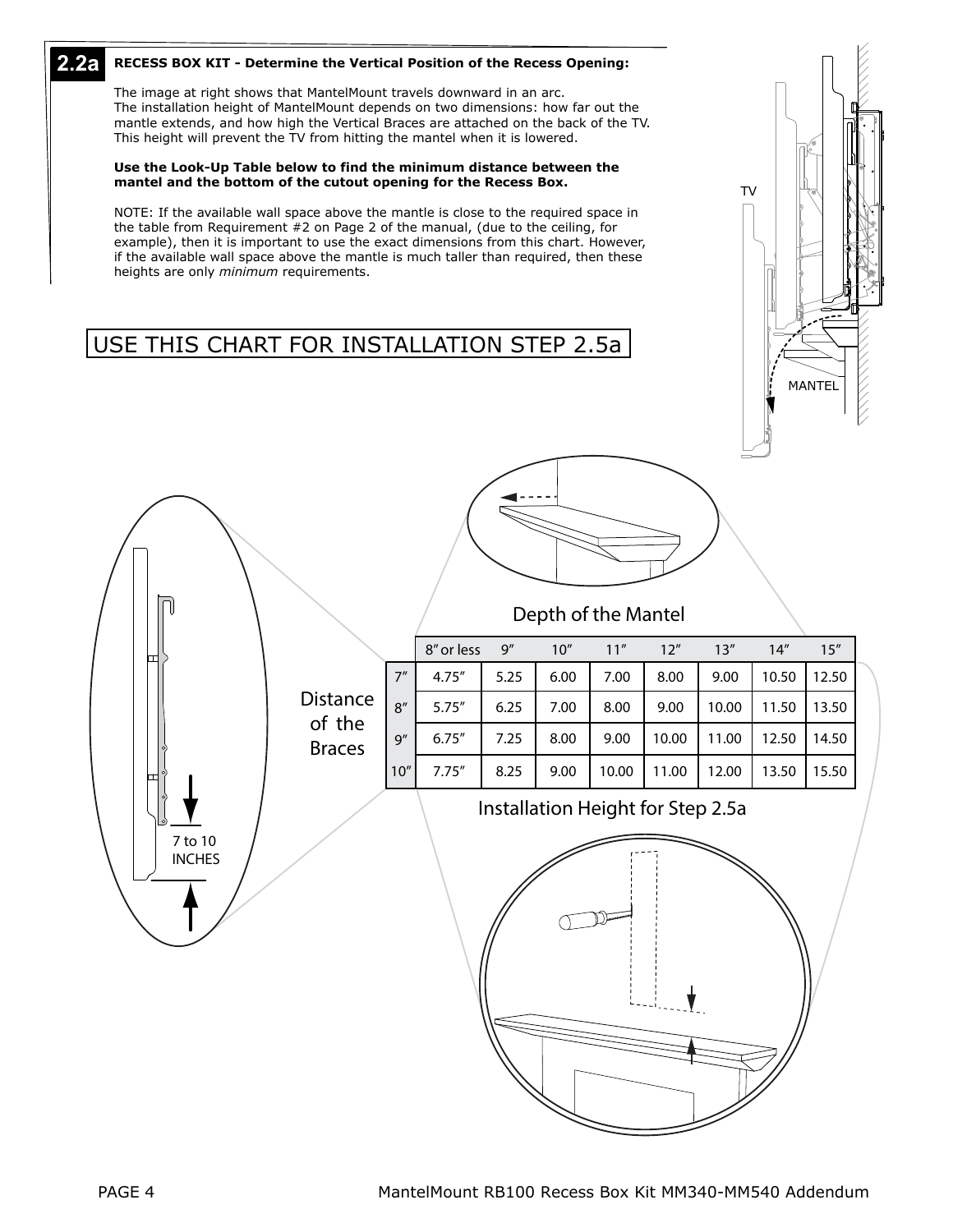## 2.2a RECESS BOX KIT - Determine the Vertical Position of the Recess Opening:

The image at right shows that MantelMount travels downward in an arc.
The installation height of MantelMount depends on two dimensions: how far out the mantle extends, and how high the Vertical Braces are attached on the back of the TV. This height will prevent the TV from hitting the mantel when it is lowered.

**Use the Look-Up Table below to find the minimum distance between the mantel and the bottom of the cutout opening for the Recess Box.**

NOTE: If the available wall space above the mantle is close to the required space in the table from Requirement #2 on Page 2 of the manual, (due to the ceiling, for example), then it is important to use the exact dimensions from this chart. However, if the available wall space above the mantle is much taller than required, then these heights are only *minimum* requirements.

TV

MANTEL

USE THIS CHART FOR INSTALLATION STEP 2.5a

Depth of the Mantel

| Distance of the Braces | 8″ or less | 9″ | 10″ | 11″ | 12″ | 13″ | 14″ | 15″ |
|---|---|---|---|---|---|---|---|---|
| 7″ | 4.75″ | 5.25 | 6.00 | 7.00 | 8.00 | 9.00 | 10.50 | 12.50 |
| 8″ | 5.75″ | 6.25 | 7.00 | 8.00 | 9.00 | 10.00 | 11.50 | 13.50 |
| 9″ | 6.75″ | 7.25 | 8.00 | 9.00 | 10.00 | 11.00 | 12.50 | 14.50 |
| 10″ | 7.75″ | 8.25 | 9.00 | 10.00 | 11.00 | 12.00 | 13.50 | 15.50 |

Installation Height for Step 2.5a

7 to 10 INCHES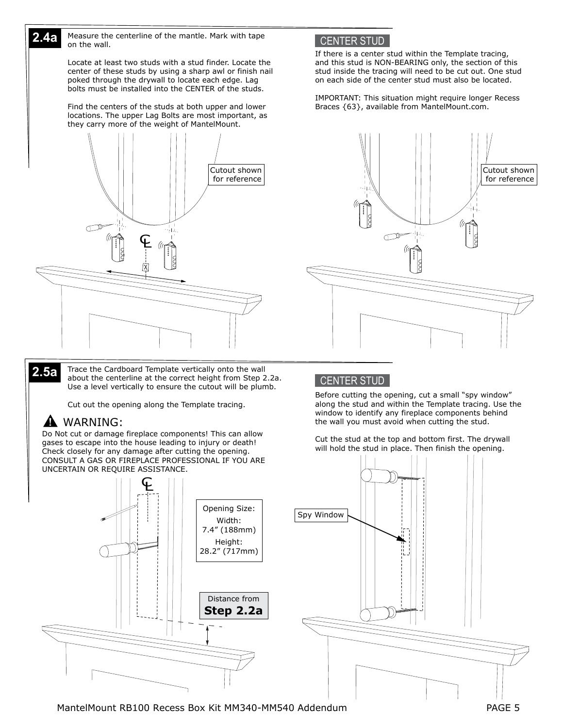## 2.4a

Measure the centerline of the mantle. Mark with tape on the wall.

Locate at least two studs with a stud finder. Locate the center of these studs by using a sharp awl or finish nail poked through the drywall to locate each edge. Lag bolts must be installed into the CENTER of the studs.

Find the centers of the studs at both upper and lower locations. The upper Lag Bolts are most important, as they carry more of the weight of MantelMount.

Cutout shown for reference

### CENTER STUD

If there is a center stud within the Template tracing, and this stud is NON-BEARING only, the section of this stud inside the tracing will need to be cut out. One stud on each side of the center stud must also be located.

IMPORTANT: This situation might require longer Recess Braces {63}, available from MantelMount.com.

Cutout shown for reference

## 2.5a

Trace the Cardboard Template vertically onto the wall about the centerline at the correct height from Step 2.2a. Use a level vertically to ensure the cutout will be plumb.

Cut out the opening along the Template tracing.

**⚠ WARNING:**

Do Not cut or damage fireplace components! This can allow gases to escape into the house leading to injury or death! Check closely for any damage after cutting the opening. CONSULT A GAS OR FIREPLACE PROFESSIONAL IF YOU ARE UNCERTAIN OR REQUIRE ASSISTANCE.

Opening Size:
Width:
7.4” (188mm)
Height:
28.2” (717mm)

Distance from
**Step 2.2a**

### CENTER STUD

Before cutting the opening, cut a small “spy window” along the stud and within the Template tracing. Use the window to identify any fireplace components behind the wall you must avoid when cutting the stud.

Cut the stud at the top and bottom first. The drywall will hold the stud in place. Then finish the opening.

Spy Window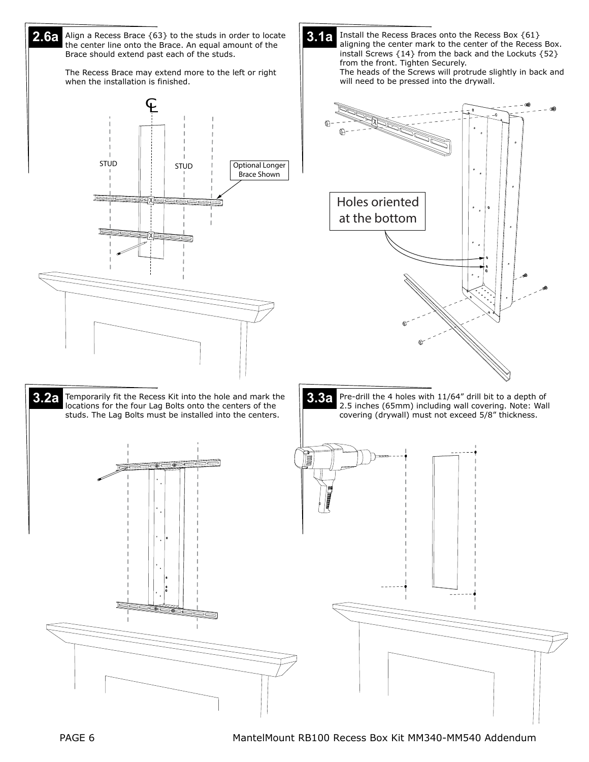**2.6a** Align a Recess Brace {63} to the studs in order to locate the center line onto the Brace. An equal amount of the Brace should extend past each of the studs.

The Recess Brace may extend more to the left or right when the installation is finished.

STUD

STUD

Optional Longer Brace Shown

**3.1a** Install the Recess Braces onto the Recess Box {61} aligning the center mark to the center of the Recess Box. install Screws {14} from the back and the Lockuts {52} from the front. Tighten Securely.
The heads of the Screws will protrude slightly in back and will need to be pressed into the drywall.

Holes oriented at the bottom

**3.2a** Temporarily fit the Recess Kit into the hole and mark the locations for the four Lag Bolts onto the centers of the studs. The Lag Bolts must be installed into the centers.

**3.3a** Pre-drill the 4 holes with 11/64" drill bit to a depth of 2.5 inches (65mm) including wall covering. Note: Wall covering (drywall) must not exceed 5/8" thickness.

MantelMount RB100 Recess Box Kit MM340-MM540 Addendum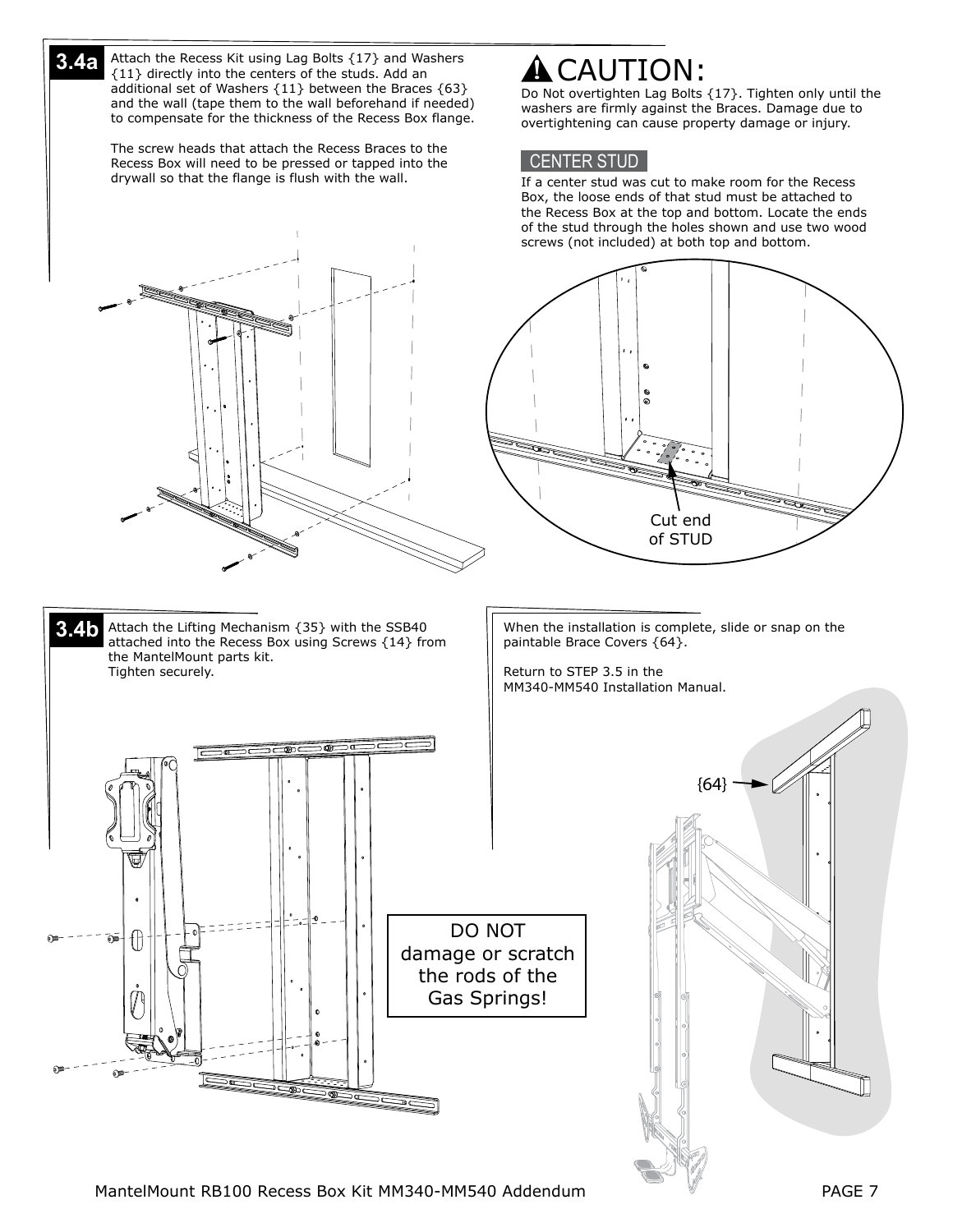## 3.4a

Attach the Recess Kit using Lag Bolts {17} and Washers {11} directly into the centers of the studs. Add an additional set of Washers {11} between the Braces {63} and the wall (tape them to the wall beforehand if needed) to compensate for the thickness of the Recess Box flange.

The screw heads that attach the Recess Braces to the Recess Box will need to be pressed or tapped into the drywall so that the flange is flush with the wall.

## ⚠ CAUTION:

Do Not overtighten Lag Bolts {17}. Tighten only until the washers are firmly against the Braces. Damage due to overtightening can cause property damage or injury.

### CENTER STUD

If a center stud was cut to make room for the Recess Box, the loose ends of that stud must be attached to the Recess Box at the top and bottom. Locate the ends of the stud through the holes shown and use two wood screws (not included) at both top and bottom.

Cut end of STUD

## 3.4b

Attach the Lifting Mechanism {35} with the SSB40 attached into the Recess Box using Screws {14} from the MantelMount parts kit.
Tighten securely.

DO NOT damage or scratch the rods of the Gas Springs!

When the installation is complete, slide or snap on the paintable Brace Covers {64}.

Return to STEP 3.5 in the MM340-MM540 Installation Manual.

{64}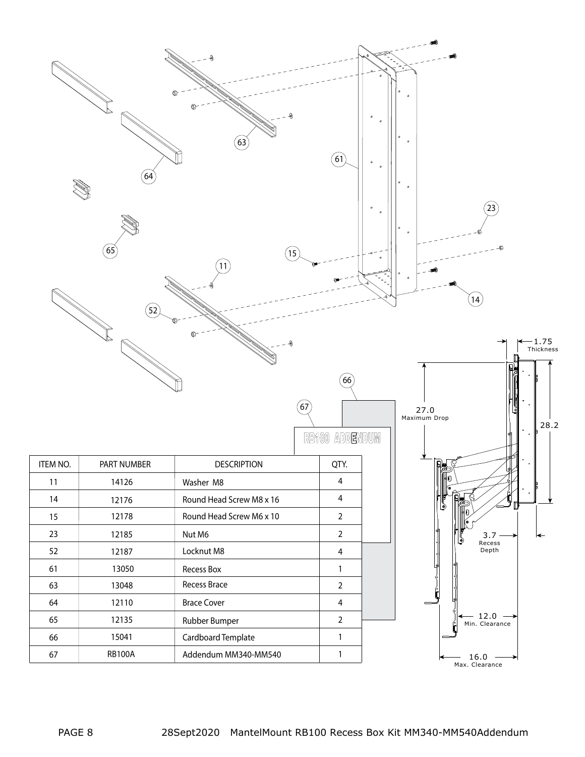| ITEM NO. | PART NUMBER | DESCRIPTION | QTY. |
|---|---|---|---|
| 11 | 14126 | Washer M8 | 4 |
| 14 | 12176 | Round Head Screw M8 x 16 | 4 |
| 15 | 12178 | Round Head Screw M6 x 10 | 2 |
| 23 | 12185 | Nut M6 | 2 |
| 52 | 12187 | Locknut M8 | 4 |
| 61 | 13050 | Recess Box | 1 |
| 63 | 13048 | Recess Brace | 2 |
| 64 | 12110 | Brace Cover | 4 |
| 65 | 12135 | Rubber Bumper | 2 |
| 66 | 15041 | Cardboard Template | 1 |
| 67 | RB100A | Addendum MM340-MM540 | 1 |

RB100 ADDENDUM

1.75
Thickness

27.0
Maximum Drop

28.2

3.7
Recess
Depth

12.0
Min. Clearance

16.0
Max. Clearance